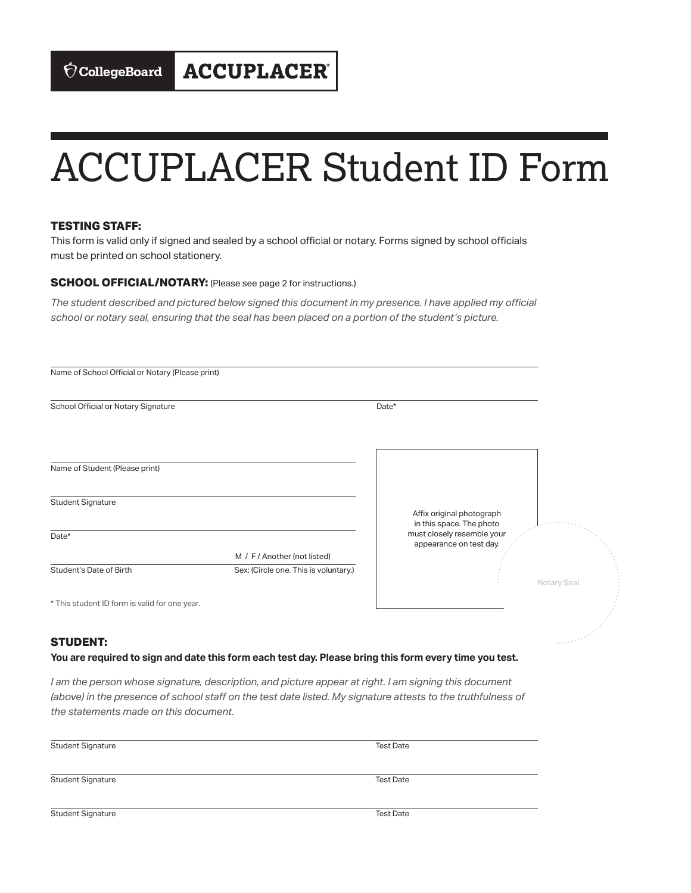CollegeBoard ACCUPLACER

# ACCUPLACER Student ID Form

**TESTING STAFF:**
This form is valid only if signed and sealed by a school official or notary. Forms signed by school officials must be printed on school stationery.

**SCHOOL OFFICIAL/NOTARY:** (Please see page 2 for instructions.)

*The student described and pictured below signed this document in my presence. I have applied my official school or notary seal, ensuring that the seal has been placed on a portion of the student's picture.*

Name of School Official or Notary (Please print)

School Official or Notary Signature | Date*

Name of Student (Please print)

Student Signature

Date*

Student's Date of Birth | Sex: (Circle one. This is voluntary.) M / F / Another (not listed)

Affix original photograph in this space. The photo must closely resemble your appearance on test day.

Notary Seal

\* This student ID form is valid for one year.

**STUDENT:**

**You are required to sign and date this form each test day. Please bring this form every time you test.**

*I am the person whose signature, description, and picture appear at right. I am signing this document (above) in the presence of school staff on the test date listed. My signature attests to the truthfulness of the statements made on this document.*

Student Signature | Test Date

Student Signature | Test Date

Student Signature | Test Date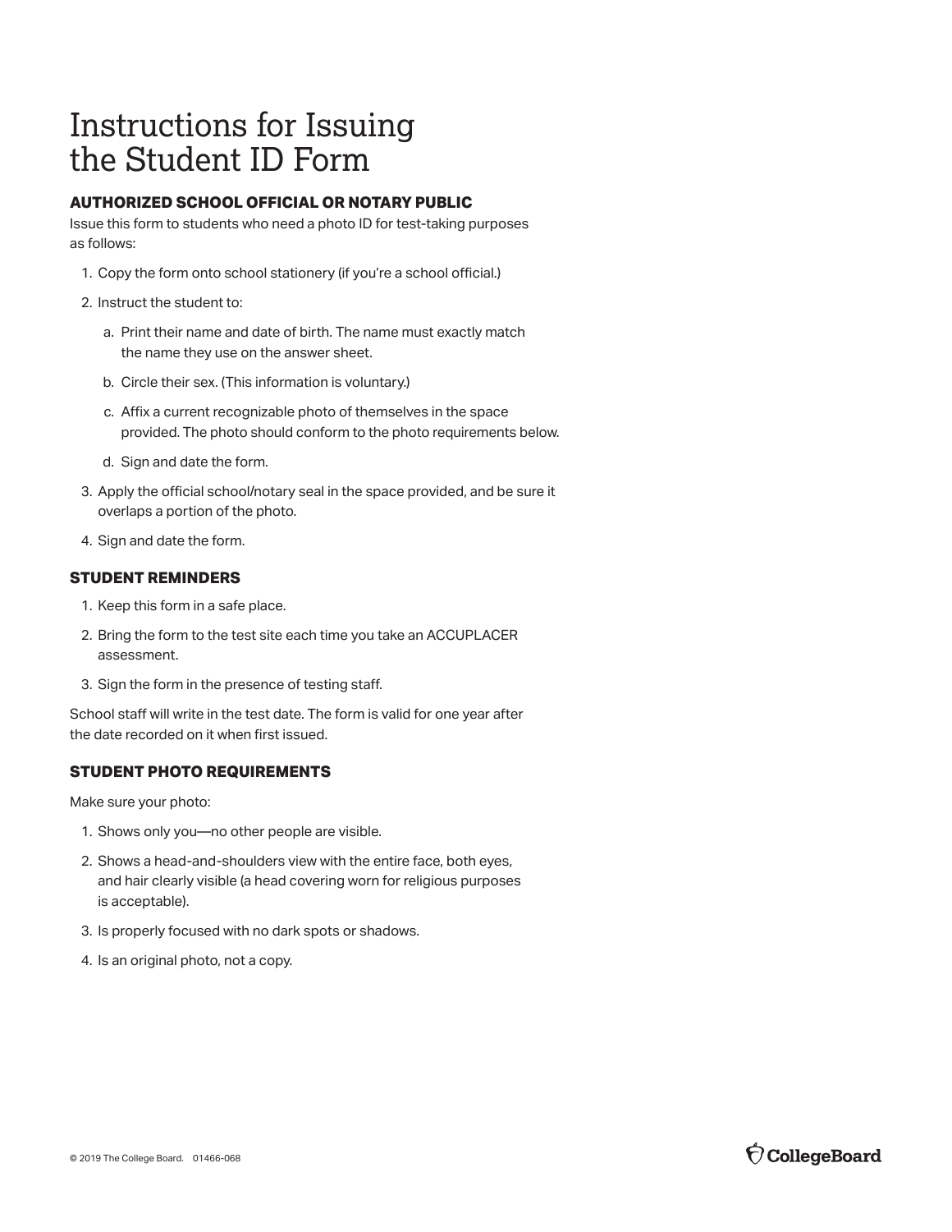# Instructions for Issuing the Student ID Form

### AUTHORIZED SCHOOL OFFICIAL OR NOTARY PUBLIC

Issue this form to students who need a photo ID for test-taking purposes as follows:

1. Copy the form onto school stationery (if you're a school official.)
2. Instruct the student to:
   a. Print their name and date of birth. The name must exactly match the name they use on the answer sheet.
   b. Circle their sex. (This information is voluntary.)
   c. Affix a current recognizable photo of themselves in the space provided. The photo should conform to the photo requirements below.
   d. Sign and date the form.
3. Apply the official school/notary seal in the space provided, and be sure it overlaps a portion of the photo.
4. Sign and date the form.

### STUDENT REMINDERS

1. Keep this form in a safe place.
2. Bring the form to the test site each time you take an ACCUPLACER assessment.
3. Sign the form in the presence of testing staff.

School staff will write in the test date. The form is valid for one year after the date recorded on it when first issued.

### STUDENT PHOTO REQUIREMENTS

Make sure your photo:

1. Shows only you—no other people are visible.
2. Shows a head-and-shoulders view with the entire face, both eyes, and hair clearly visible (a head covering worn for religious purposes is acceptable).
3. Is properly focused with no dark spots or shadows.
4. Is an original photo, not a copy.

© 2019 The College Board. 01466-068

CollegeBoard